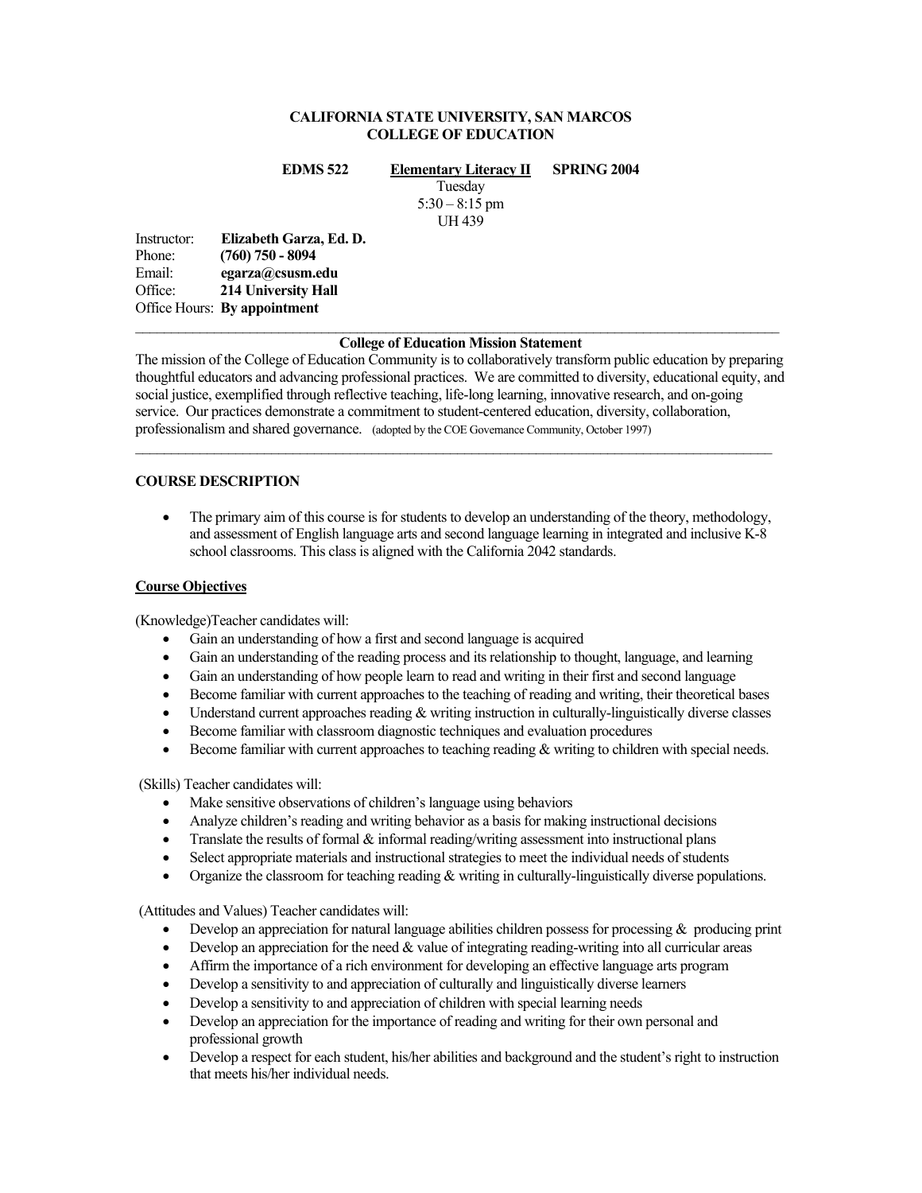**CALIFORNIA STATE UNIVERSITY, SAN MARCOS**
**COLLEGE OF EDUCATION**

**EDMS 522** **Elementary Literacy II** **SPRING 2004**

Tuesday
5:30 – 8:15 pm
UH 439

Instructor: **Elizabeth Garza, Ed. D.**
Phone: **(760) 750 - 8094**
Email: **egarza@csusm.edu**
Office: **214 University Hall**
Office Hours: **By appointment**

---

**College of Education Mission Statement**

The mission of the College of Education Community is to collaboratively transform public education by preparing thoughtful educators and advancing professional practices. We are committed to diversity, educational equity, and social justice, exemplified through reflective teaching, life-long learning, innovative research, and on-going service. Our practices demonstrate a commitment to student-centered education, diversity, collaboration, professionalism and shared governance. (adopted by the COE Governance Community, October 1997)

---

## COURSE DESCRIPTION

- The primary aim of this course is for students to develop an understanding of the theory, methodology, and assessment of English language arts and second language learning in integrated and inclusive K-8 school classrooms. This class is aligned with the California 2042 standards.

### Course Objectives

(Knowledge)Teacher candidates will:

- Gain an understanding of how a first and second language is acquired
- Gain an understanding of the reading process and its relationship to thought, language, and learning
- Gain an understanding of how people learn to read and writing in their first and second language
- Become familiar with current approaches to the teaching of reading and writing, their theoretical bases
- Understand current approaches reading & writing instruction in culturally-linguistically diverse classes
- Become familiar with classroom diagnostic techniques and evaluation procedures
- Become familiar with current approaches to teaching reading & writing to children with special needs.

(Skills) Teacher candidates will:

- Make sensitive observations of children's language using behaviors
- Analyze children's reading and writing behavior as a basis for making instructional decisions
- Translate the results of formal & informal reading/writing assessment into instructional plans
- Select appropriate materials and instructional strategies to meet the individual needs of students
- Organize the classroom for teaching reading & writing in culturally-linguistically diverse populations.

(Attitudes and Values) Teacher candidates will:

- Develop an appreciation for natural language abilities children possess for processing & producing print
- Develop an appreciation for the need & value of integrating reading-writing into all curricular areas
- Affirm the importance of a rich environment for developing an effective language arts program
- Develop a sensitivity to and appreciation of culturally and linguistically diverse learners
- Develop a sensitivity to and appreciation of children with special learning needs
- Develop an appreciation for the importance of reading and writing for their own personal and professional growth
- Develop a respect for each student, his/her abilities and background and the student's right to instruction that meets his/her individual needs.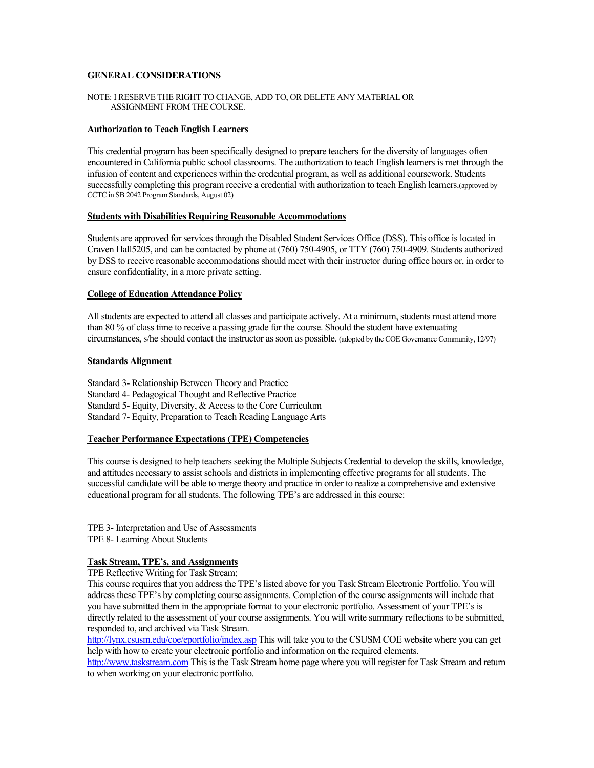## GENERAL CONSIDERATIONS

NOTE: I RESERVE THE RIGHT TO CHANGE, ADD TO, OR DELETE ANY MATERIAL OR ASSIGNMENT FROM THE COURSE.

**Authorization to Teach English Learners**

This credential program has been specifically designed to prepare teachers for the diversity of languages often encountered in California public school classrooms. The authorization to teach English learners is met through the infusion of content and experiences within the credential program, as well as additional coursework. Students successfully completing this program receive a credential with authorization to teach English learners.(approved by CCTC in SB 2042 Program Standards, August 02)

**Students with Disabilities Requiring Reasonable Accommodations**

Students are approved for services through the Disabled Student Services Office (DSS). This office is located in Craven Hall5205, and can be contacted by phone at (760) 750-4905, or TTY (760) 750-4909. Students authorized by DSS to receive reasonable accommodations should meet with their instructor during office hours or, in order to ensure confidentiality, in a more private setting.

**College of Education Attendance Policy**

All students are expected to attend all classes and participate actively. At a minimum, students must attend more than 80 % of class time to receive a passing grade for the course. Should the student have extenuating circumstances, s/he should contact the instructor as soon as possible. (adopted by the COE Governance Community, 12/97)

**Standards Alignment**

Standard 3- Relationship Between Theory and Practice
Standard 4- Pedagogical Thought and Reflective Practice
Standard 5- Equity, Diversity, & Access to the Core Curriculum
Standard 7- Equity, Preparation to Teach Reading Language Arts

**Teacher Performance Expectations (TPE) Competencies**

This course is designed to help teachers seeking the Multiple Subjects Credential to develop the skills, knowledge, and attitudes necessary to assist schools and districts in implementing effective programs for all students. The successful candidate will be able to merge theory and practice in order to realize a comprehensive and extensive educational program for all students. The following TPE's are addressed in this course:

TPE 3- Interpretation and Use of Assessments
TPE 8- Learning About Students

**Task Stream, TPE's, and Assignments**

TPE Reflective Writing for Task Stream:
This course requires that you address the TPE's listed above for you Task Stream Electronic Portfolio. You will address these TPE's by completing course assignments. Completion of the course assignments will include that you have submitted them in the appropriate format to your electronic portfolio. Assessment of your TPE's is directly related to the assessment of your course assignments. You will write summary reflections to be submitted, responded to, and archived via Task Stream.
http://lynx.csusm.edu/coe/eportfolio/index.asp This will take you to the CSUSM COE website where you can get help with how to create your electronic portfolio and information on the required elements.
http://www.taskstream.com This is the Task Stream home page where you will register for Task Stream and return to when working on your electronic portfolio.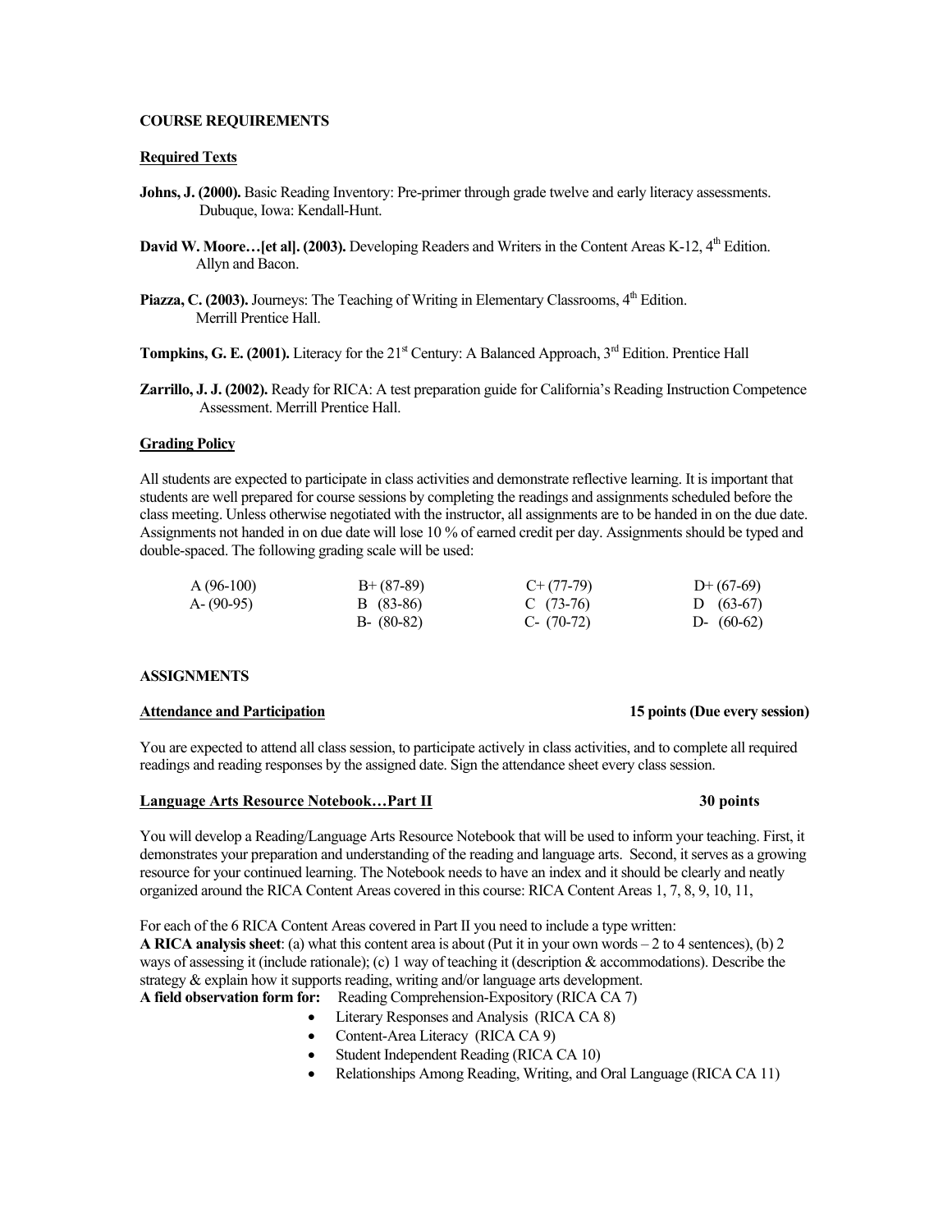**COURSE REQUIREMENTS**

**Required Texts**

**Johns, J. (2000).** Basic Reading Inventory: Pre-primer through grade twelve and early literacy assessments. Dubuque, Iowa: Kendall-Hunt.

**David W. Moore…[et al]. (2003).** Developing Readers and Writers in the Content Areas K-12, 4th Edition. Allyn and Bacon.

**Piazza, C. (2003).** Journeys: The Teaching of Writing in Elementary Classrooms, 4th Edition. Merrill Prentice Hall.

**Tompkins, G. E. (2001).** Literacy for the 21st Century: A Balanced Approach, 3rd Edition. Prentice Hall

**Zarrillo, J. J. (2002).** Ready for RICA: A test preparation guide for California's Reading Instruction Competence Assessment. Merrill Prentice Hall.

**Grading Policy**

All students are expected to participate in class activities and demonstrate reflective learning. It is important that students are well prepared for course sessions by completing the readings and assignments scheduled before the class meeting. Unless otherwise negotiated with the instructor, all assignments are to be handed in on the due date. Assignments not handed in on due date will lose 10 % of earned credit per day. Assignments should be typed and double-spaced. The following grading scale will be used:

| | | | |
|---|---|---|---|
| A (96-100) | B+ (87-89) | C+ (77-79) | D+ (67-69) |
| A- (90-95) | B (83-86) | C (73-76) | D (63-67) |
| | B- (80-82) | C- (70-72) | D- (60-62) |

**ASSIGNMENTS**

**Attendance and Participation** — **15 points (Due every session)**

You are expected to attend all class session, to participate actively in class activities, and to complete all required readings and reading responses by the assigned date. Sign the attendance sheet every class session.

**Language Arts Resource Notebook…Part II** — **30 points**

You will develop a Reading/Language Arts Resource Notebook that will be used to inform your teaching. First, it demonstrates your preparation and understanding of the reading and language arts. Second, it serves as a growing resource for your continued learning. The Notebook needs to have an index and it should be clearly and neatly organized around the RICA Content Areas covered in this course: RICA Content Areas 1, 7, 8, 9, 10, 11,

For each of the 6 RICA Content Areas covered in Part II you need to include a type written:
**A RICA analysis sheet**: (a) what this content area is about (Put it in your own words – 2 to 4 sentences), (b) 2 ways of assessing it (include rationale); (c) 1 way of teaching it (description & accommodations). Describe the strategy & explain how it supports reading, writing and/or language arts development.
**A field observation form for:** Reading Comprehension-Expository (RICA CA 7)

- Literary Responses and Analysis (RICA CA 8)
- Content-Area Literacy (RICA CA 9)
- Student Independent Reading (RICA CA 10)
- Relationships Among Reading, Writing, and Oral Language (RICA CA 11)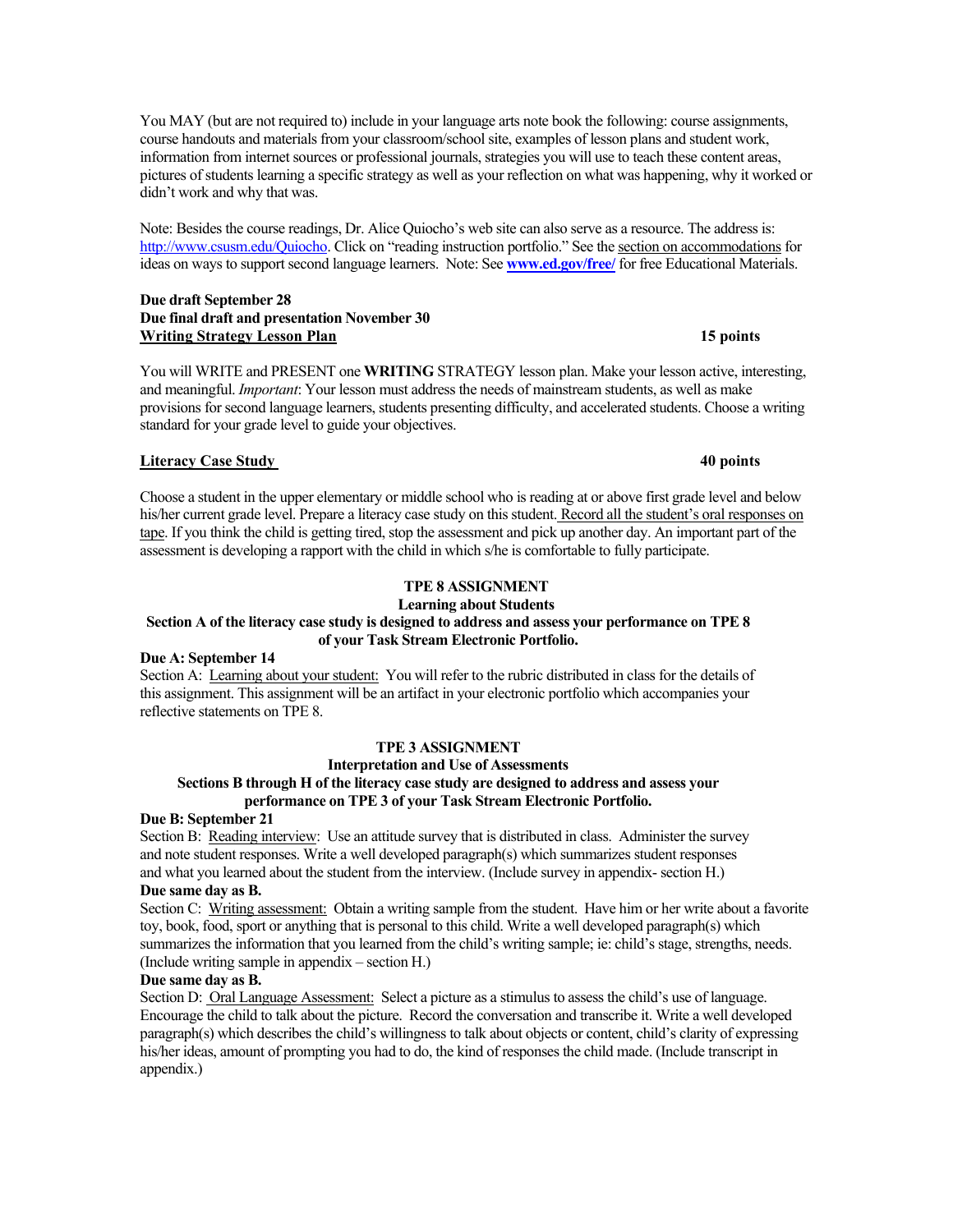You MAY (but are not required to) include in your language arts note book the following: course assignments, course handouts and materials from your classroom/school site, examples of lesson plans and student work, information from internet sources or professional journals, strategies you will use to teach these content areas, pictures of students learning a specific strategy as well as your reflection on what was happening, why it worked or didn't work and why that was.

Note: Besides the course readings, Dr. Alice Quiocho's web site can also serve as a resource. The address is: http://www.csusm.edu/Quiocho. Click on "reading instruction portfolio." See the section on accommodations for ideas on ways to support second language learners. Note: See **www.ed.gov/free/** for free Educational Materials.

**Due draft September 28**
**Due final draft and presentation November 30**
**Writing Strategy Lesson Plan** **15 points**

You will WRITE and PRESENT one **WRITING** STRATEGY lesson plan. Make your lesson active, interesting, and meaningful. *Important*: Your lesson must address the needs of mainstream students, as well as make provisions for second language learners, students presenting difficulty, and accelerated students. Choose a writing standard for your grade level to guide your objectives.

**Literacy Case Study** **40 points**

Choose a student in the upper elementary or middle school who is reading at or above first grade level and below his/her current grade level. Prepare a literacy case study on this student. Record all the student's oral responses on tape. If you think the child is getting tired, stop the assessment and pick up another day. An important part of the assessment is developing a rapport with the child in which s/he is comfortable to fully participate.

**TPE 8 ASSIGNMENT**
**Learning about Students**
**Section A of the literacy case study is designed to address and assess your performance on TPE 8 of your Task Stream Electronic Portfolio.**

**Due A: September 14**
Section A: Learning about your student: You will refer to the rubric distributed in class for the details of this assignment. This assignment will be an artifact in your electronic portfolio which accompanies your reflective statements on TPE 8.

**TPE 3 ASSIGNMENT**
**Interpretation and Use of Assessments**
**Sections B through H of the literacy case study are designed to address and assess your performance on TPE 3 of your Task Stream Electronic Portfolio.**

**Due B: September 21**
Section B: Reading interview: Use an attitude survey that is distributed in class. Administer the survey and note student responses. Write a well developed paragraph(s) which summarizes student responses and what you learned about the student from the interview. (Include survey in appendix- section H.)

**Due same day as B.**
Section C: Writing assessment: Obtain a writing sample from the student. Have him or her write about a favorite toy, book, food, sport or anything that is personal to this child. Write a well developed paragraph(s) which summarizes the information that you learned from the child's writing sample; ie: child's stage, strengths, needs. (Include writing sample in appendix – section H.)

**Due same day as B.**
Section D: Oral Language Assessment: Select a picture as a stimulus to assess the child's use of language. Encourage the child to talk about the picture. Record the conversation and transcribe it. Write a well developed paragraph(s) which describes the child's willingness to talk about objects or content, child's clarity of expressing his/her ideas, amount of prompting you had to do, the kind of responses the child made. (Include transcript in appendix.)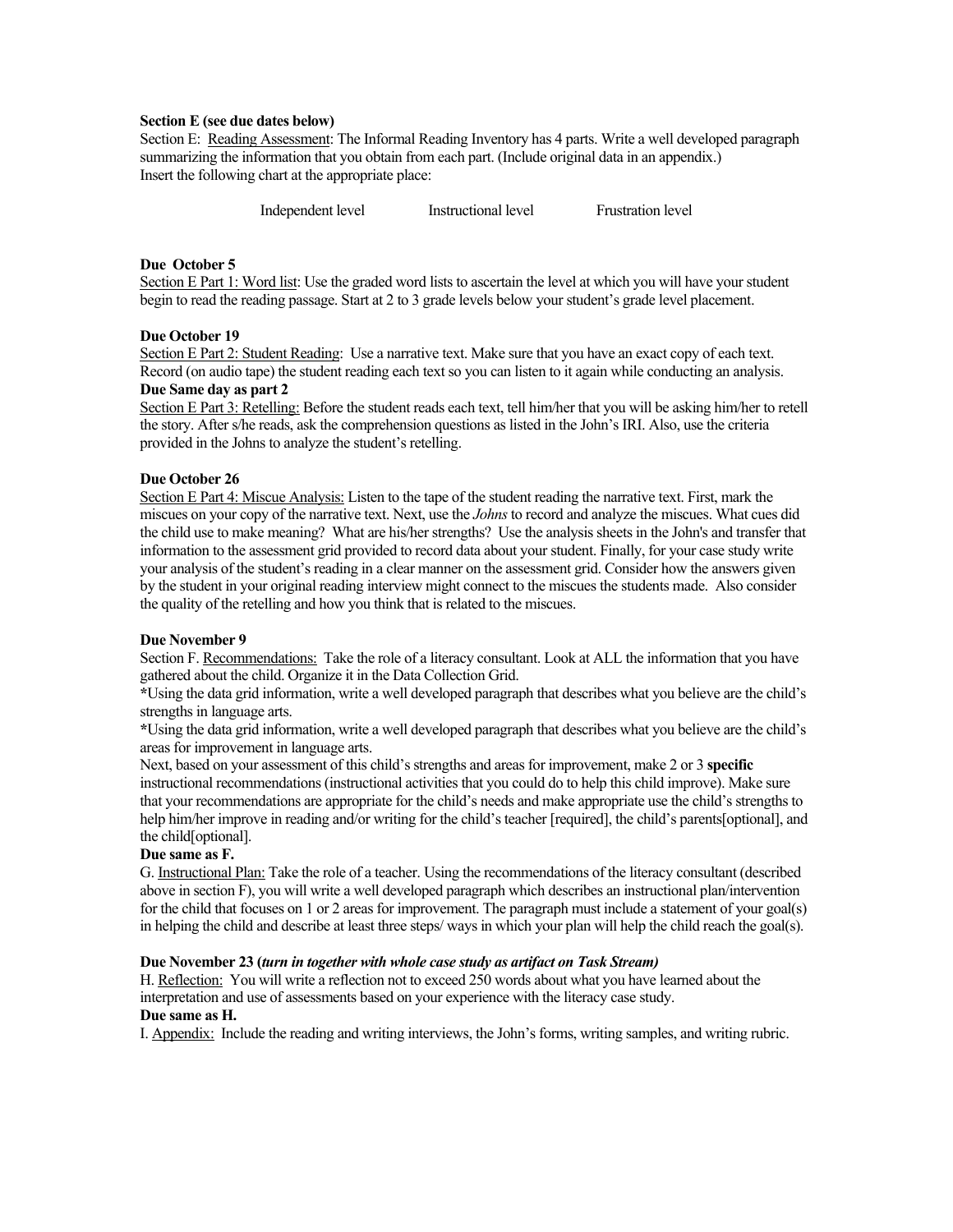**Section E (see due dates below)**

Section E: Reading Assessment: The Informal Reading Inventory has 4 parts. Write a well developed paragraph summarizing the information that you obtain from each part. (Include original data in an appendix.)
Insert the following chart at the appropriate place:

| Independent level | Instructional level | Frustration level |
| --- | --- | --- |
| | | |

**Due October 5**

Section E Part 1: Word list: Use the graded word lists to ascertain the level at which you will have your student begin to read the reading passage. Start at 2 to 3 grade levels below your student's grade level placement.

**Due October 19**

Section E Part 2: Student Reading: Use a narrative text. Make sure that you have an exact copy of each text. Record (on audio tape) the student reading each text so you can listen to it again while conducting an analysis.

**Due Same day as part 2**

Section E Part 3: Retelling: Before the student reads each text, tell him/her that you will be asking him/her to retell the story. After s/he reads, ask the comprehension questions as listed in the John's IRI. Also, use the criteria provided in the Johns to analyze the student's retelling.

**Due October 26**

Section E Part 4: Miscue Analysis: Listen to the tape of the student reading the narrative text. First, mark the miscues on your copy of the narrative text. Next, use the *Johns* to record and analyze the miscues. What cues did the child use to make meaning? What are his/her strengths? Use the analysis sheets in the John's and transfer that information to the assessment grid provided to record data about your student. Finally, for your case study write your analysis of the student's reading in a clear manner on the assessment grid. Consider how the answers given by the student in your original reading interview might connect to the miscues the students made. Also consider the quality of the retelling and how you think that is related to the miscues.

**Due November 9**

Section F. Recommendations: Take the role of a literacy consultant. Look at ALL the information that you have gathered about the child. Organize it in the Data Collection Grid.

**\***Using the data grid information, write a well developed paragraph that describes what you believe are the child's strengths in language arts.

**\***Using the data grid information, write a well developed paragraph that describes what you believe are the child's areas for improvement in language arts.

Next, based on your assessment of this child's strengths and areas for improvement, make 2 or 3 **specific** instructional recommendations (instructional activities that you could do to help this child improve). Make sure that your recommendations are appropriate for the child's needs and make appropriate use the child's strengths to help him/her improve in reading and/or writing for the child's teacher [required], the child's parents[optional], and the child[optional].

**Due same as F.**

G. Instructional Plan: Take the role of a teacher. Using the recommendations of the literacy consultant (described above in section F), you will write a well developed paragraph which describes an instructional plan/intervention for the child that focuses on 1 or 2 areas for improvement. The paragraph must include a statement of your goal(s) in helping the child and describe at least three steps/ ways in which your plan will help the child reach the goal(s).

**Due November 23 (*turn in together with whole case study as artifact on Task Stream*)**

H. Reflection: You will write a reflection not to exceed 250 words about what you have learned about the interpretation and use of assessments based on your experience with the literacy case study.

**Due same as H.**

I. Appendix: Include the reading and writing interviews, the John's forms, writing samples, and writing rubric.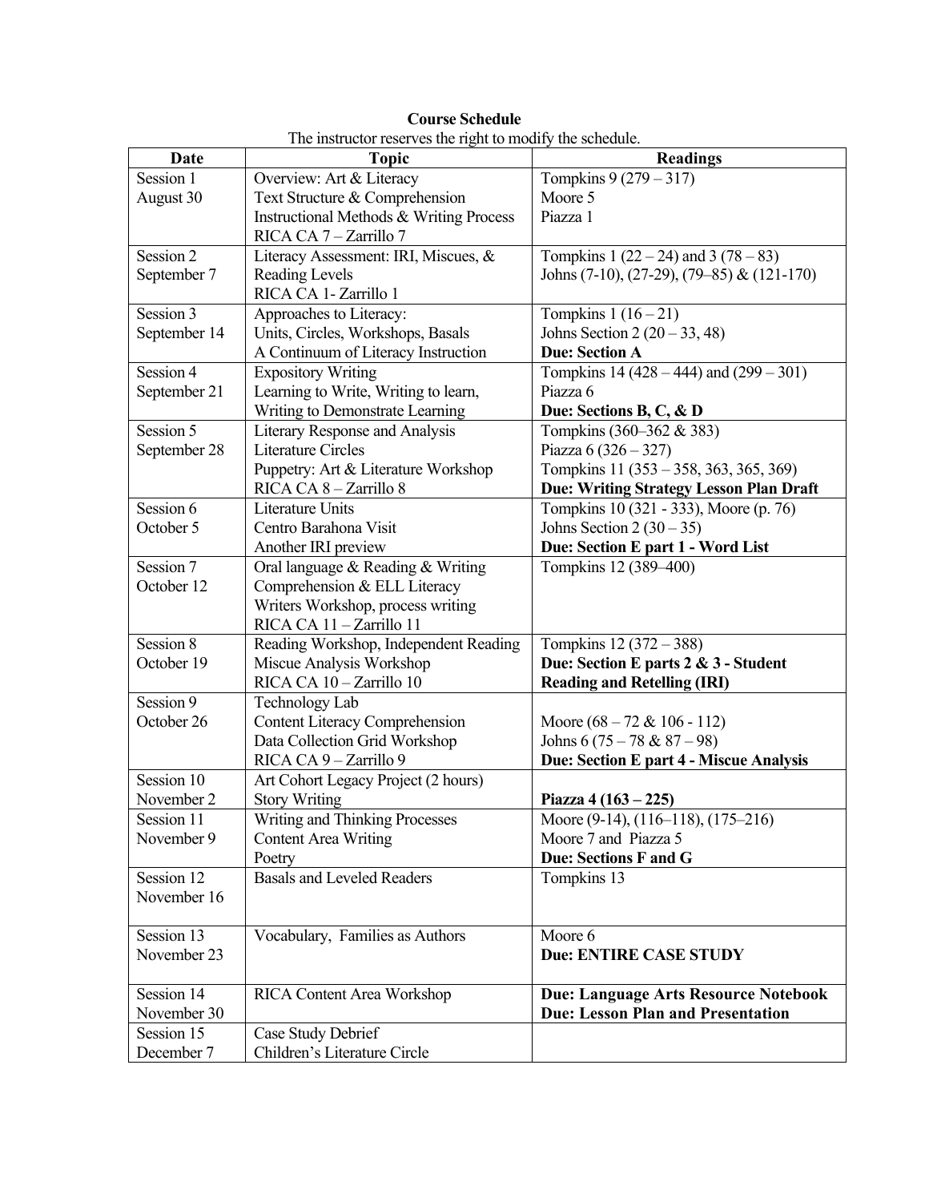**Course Schedule**

The instructor reserves the right to modify the schedule.

| Date | Topic | Readings |
|---|---|---|
| Session 1<br>August 30 | Overview: Art & Literacy<br>Text Structure & Comprehension<br>Instructional Methods & Writing Process<br>RICA CA 7 – Zarrillo 7 | Tompkins 9 (279 – 317)<br>Moore 5<br>Piazza 1 |
| Session 2<br>September 7 | Literacy Assessment: IRI, Miscues, &<br>Reading Levels<br>RICA CA 1- Zarrillo 1 | Tompkins 1 (22 – 24) and 3 (78 – 83)<br>Johns (7-10), (27-29), (79–85) & (121-170) |
| Session 3<br>September 14 | Approaches to Literacy:<br>Units, Circles, Workshops, Basals<br>A Continuum of Literacy Instruction | Tompkins 1 (16 – 21)<br>Johns Section 2 (20 – 33, 48)<br>**Due: Section A** |
| Session 4<br>September 21 | Expository Writing<br>Learning to Write, Writing to learn,<br>Writing to Demonstrate Learning | Tompkins 14 (428 – 444) and (299 – 301)<br>Piazza 6<br>**Due: Sections B, C, & D** |
| Session 5<br>September 28 | Literary Response and Analysis<br>Literature Circles<br>Puppetry: Art & Literature Workshop<br>RICA CA 8 – Zarrillo 8 | Tompkins (360–362 & 383)<br>Piazza 6 (326 – 327)<br>Tompkins 11 (353 – 358, 363, 365, 369)<br>**Due: Writing Strategy Lesson Plan Draft** |
| Session 6<br>October 5 | Literature Units<br>Centro Barahona Visit<br>Another IRI preview | Tompkins 10 (321 - 333), Moore (p. 76)<br>Johns Section 2 (30 – 35)<br>**Due: Section E part 1 - Word List** |
| Session 7<br>October 12 | Oral language & Reading & Writing<br>Comprehension & ELL Literacy<br>Writers Workshop, process writing<br>RICA CA 11 – Zarrillo 11 | Tompkins 12 (389–400) |
| Session 8<br>October 19 | Reading Workshop, Independent Reading<br>Miscue Analysis Workshop<br>RICA CA 10 – Zarrillo 10 | Tompkins 12 (372 – 388)<br>**Due: Section E parts 2 & 3 - Student Reading and Retelling (IRI)** |
| Session 9<br>October 26 | Technology Lab<br>Content Literacy Comprehension<br>Data Collection Grid Workshop<br>RICA CA 9 – Zarrillo 9 | Moore (68 – 72 & 106 - 112)<br>Johns 6 (75 – 78 & 87 – 98)<br>**Due: Section E part 4 - Miscue Analysis** |
| Session 10<br>November 2 | Art Cohort Legacy Project (2 hours)<br>Story Writing | **Piazza 4 (163 – 225)** |
| Session 11<br>November 9 | Writing and Thinking Processes<br>Content Area Writing<br>Poetry | Moore (9-14), (116–118), (175–216)<br>Moore 7 and Piazza 5<br>**Due: Sections F and G** |
| Session 12<br>November 16 | Basals and Leveled Readers | Tompkins 13 |
| Session 13<br>November 23 | Vocabulary, Families as Authors | Moore 6<br>**Due: ENTIRE CASE STUDY** |
| Session 14<br>November 30 | RICA Content Area Workshop | **Due: Language Arts Resource Notebook**<br>**Due: Lesson Plan and Presentation** |
| Session 15<br>December 7 | Case Study Debrief<br>Children's Literature Circle | |